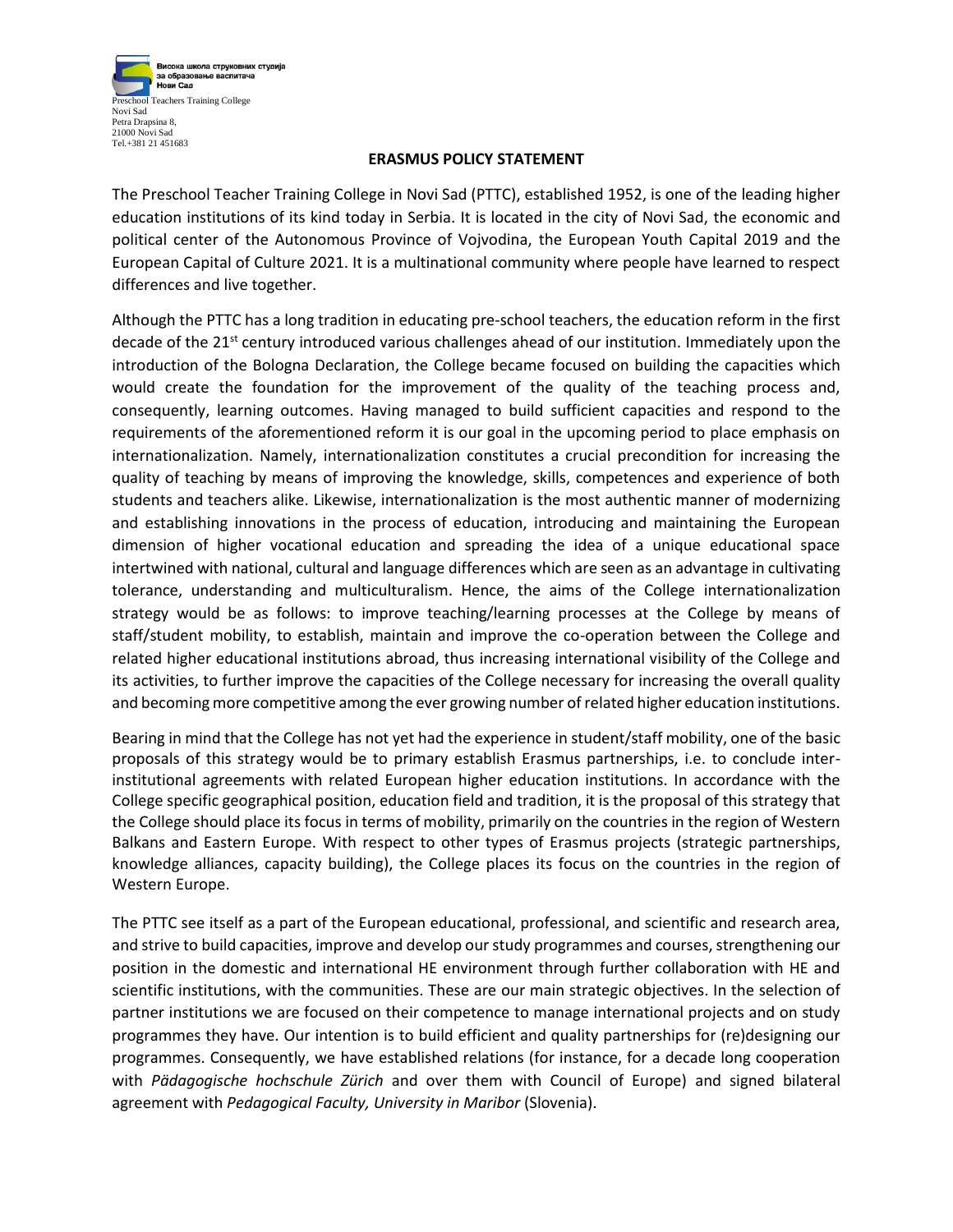Висока школа струковних студија
за образовање васпитача
Нови Сад

Preschool Teachers Training College
Novi Sad
Petra Drapsina 8,
21000 Novi Sad
Tel.+381 21 451683

## ERASMUS POLICY STATEMENT

The Preschool Teacher Training College in Novi Sad (PTTC), established 1952, is one of the leading higher education institutions of its kind today in Serbia. It is located in the city of Novi Sad, the economic and political center of the Autonomous Province of Vojvodina, the European Youth Capital 2019 and the European Capital of Culture 2021. It is a multinational community where people have learned to respect differences and live together.

Although the PTTC has a long tradition in educating pre-school teachers, the education reform in the first decade of the 21st century introduced various challenges ahead of our institution. Immediately upon the introduction of the Bologna Declaration, the College became focused on building the capacities which would create the foundation for the improvement of the quality of the teaching process and, consequently, learning outcomes. Having managed to build sufficient capacities and respond to the requirements of the aforementioned reform it is our goal in the upcoming period to place emphasis on internationalization. Namely, internationalization constitutes a crucial precondition for increasing the quality of teaching by means of improving the knowledge, skills, competences and experience of both students and teachers alike. Likewise, internationalization is the most authentic manner of modernizing and establishing innovations in the process of education, introducing and maintaining the European dimension of higher vocational education and spreading the idea of a unique educational space intertwined with national, cultural and language differences which are seen as an advantage in cultivating tolerance, understanding and multiculturalism. Hence, the aims of the College internationalization strategy would be as follows: to improve teaching/learning processes at the College by means of staff/student mobility, to establish, maintain and improve the co-operation between the College and related higher educational institutions abroad, thus increasing international visibility of the College and its activities, to further improve the capacities of the College necessary for increasing the overall quality and becoming more competitive among the ever growing number of related higher education institutions.

Bearing in mind that the College has not yet had the experience in student/staff mobility, one of the basic proposals of this strategy would be to primary establish Erasmus partnerships, i.e. to conclude inter-institutional agreements with related European higher education institutions. In accordance with the College specific geographical position, education field and tradition, it is the proposal of this strategy that the College should place its focus in terms of mobility, primarily on the countries in the region of Western Balkans and Eastern Europe. With respect to other types of Erasmus projects (strategic partnerships, knowledge alliances, capacity building), the College places its focus on the countries in the region of Western Europe.

The PTTC see itself as a part of the European educational, professional, and scientific and research area, and strive to build capacities, improve and develop our study programmes and courses, strengthening our position in the domestic and international HE environment through further collaboration with HE and scientific institutions, with the communities. These are our main strategic objectives. In the selection of partner institutions we are focused on their competence to manage international projects and on study programmes they have. Our intention is to build efficient and quality partnerships for (re)designing our programmes. Consequently, we have established relations (for instance, for a decade long cooperation with *Pädagogische hochschule Zürich* and over them with Council of Europe) and signed bilateral agreement with *Pedagogical Faculty, University in Maribor* (Slovenia).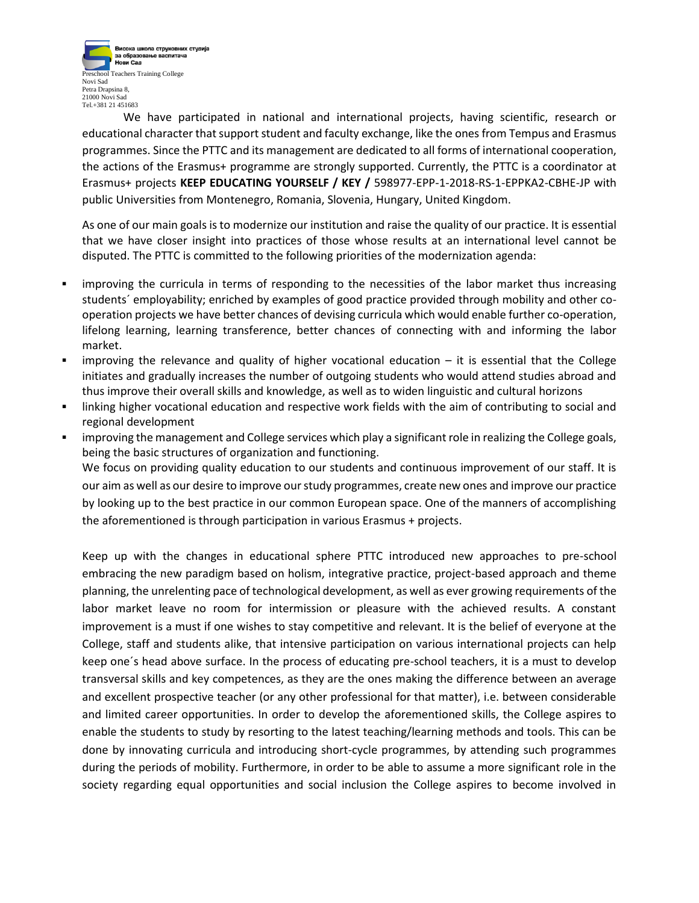We have participated in national and international projects, having scientific, research or educational character that support student and faculty exchange, like the ones from Tempus and Erasmus programmes. Since the PTTC and its management are dedicated to all forms of international cooperation, the actions of the Erasmus+ programme are strongly supported. Currently, the PTTC is a coordinator at Erasmus+ projects **KEEP EDUCATING YOURSELF / KEY /** 598977-EPP-1-2018-RS-1-EPPKA2-CBHE-JP with public Universities from Montenegro, Romania, Slovenia, Hungary, United Kingdom.

As one of our main goals is to modernize our institution and raise the quality of our practice. It is essential that we have closer insight into practices of those whose results at an international level cannot be disputed. The PTTC is committed to the following priorities of the modernization agenda:

- improving the curricula in terms of responding to the necessities of the labor market thus increasing students´ employability; enriched by examples of good practice provided through mobility and other co-operation projects we have better chances of devising curricula which would enable further co-operation, lifelong learning, learning transference, better chances of connecting with and informing the labor market.
- improving the relevance and quality of higher vocational education – it is essential that the College initiates and gradually increases the number of outgoing students who would attend studies abroad and thus improve their overall skills and knowledge, as well as to widen linguistic and cultural horizons
- linking higher vocational education and respective work fields with the aim of contributing to social and regional development
- improving the management and College services which play a significant role in realizing the College goals, being the basic structures of organization and functioning.

We focus on providing quality education to our students and continuous improvement of our staff. It is our aim as well as our desire to improve our study programmes, create new ones and improve our practice by looking up to the best practice in our common European space. One of the manners of accomplishing the aforementioned is through participation in various Erasmus + projects.

Keep up with the changes in educational sphere PTTC introduced new approaches to pre-school embracing the new paradigm based on holism, integrative practice, project-based approach and theme planning, the unrelenting pace of technological development, as well as ever growing requirements of the labor market leave no room for intermission or pleasure with the achieved results. A constant improvement is a must if one wishes to stay competitive and relevant. It is the belief of everyone at the College, staff and students alike, that intensive participation on various international projects can help keep one´s head above surface. In the process of educating pre-school teachers, it is a must to develop transversal skills and key competences, as they are the ones making the difference between an average and excellent prospective teacher (or any other professional for that matter), i.e. between considerable and limited career opportunities. In order to develop the aforementioned skills, the College aspires to enable the students to study by resorting to the latest teaching/learning methods and tools. This can be done by innovating curricula and introducing short-cycle programmes, by attending such programmes during the periods of mobility. Furthermore, in order to be able to assume a more significant role in the society regarding equal opportunities and social inclusion the College aspires to become involved in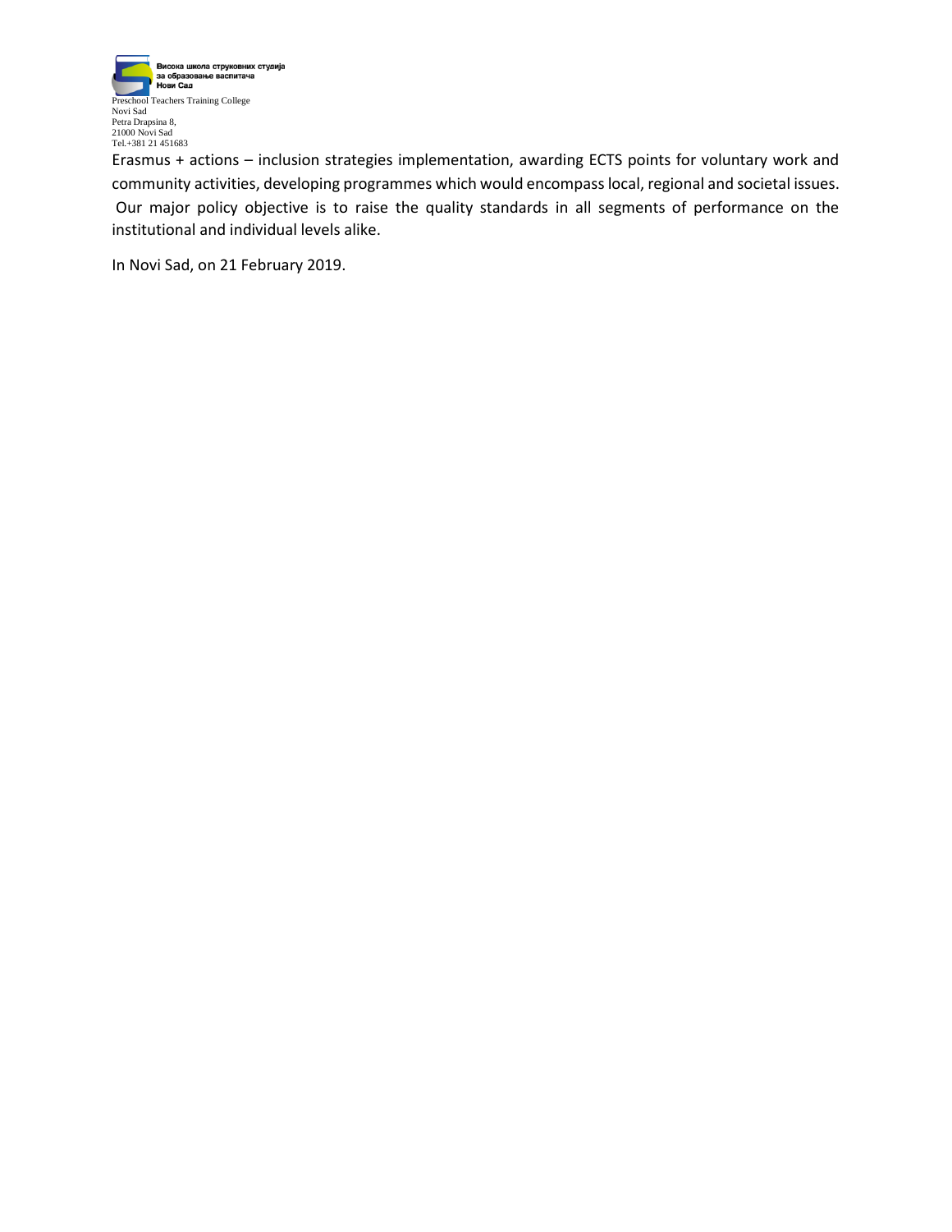Висока школа струковних студија за образовање васпитача Нови Сад
Preschool Teachers Training College
Novi Sad
Petra Drapsina 8,
21000 Novi Sad
Tel.+381 21 451683

Erasmus + actions – inclusion strategies implementation, awarding ECTS points for voluntary work and community activities, developing programmes which would encompass local, regional and societal issues.

Our major policy objective is to raise the quality standards in all segments of performance on the institutional and individual levels alike.

In Novi Sad, on 21 February 2019.